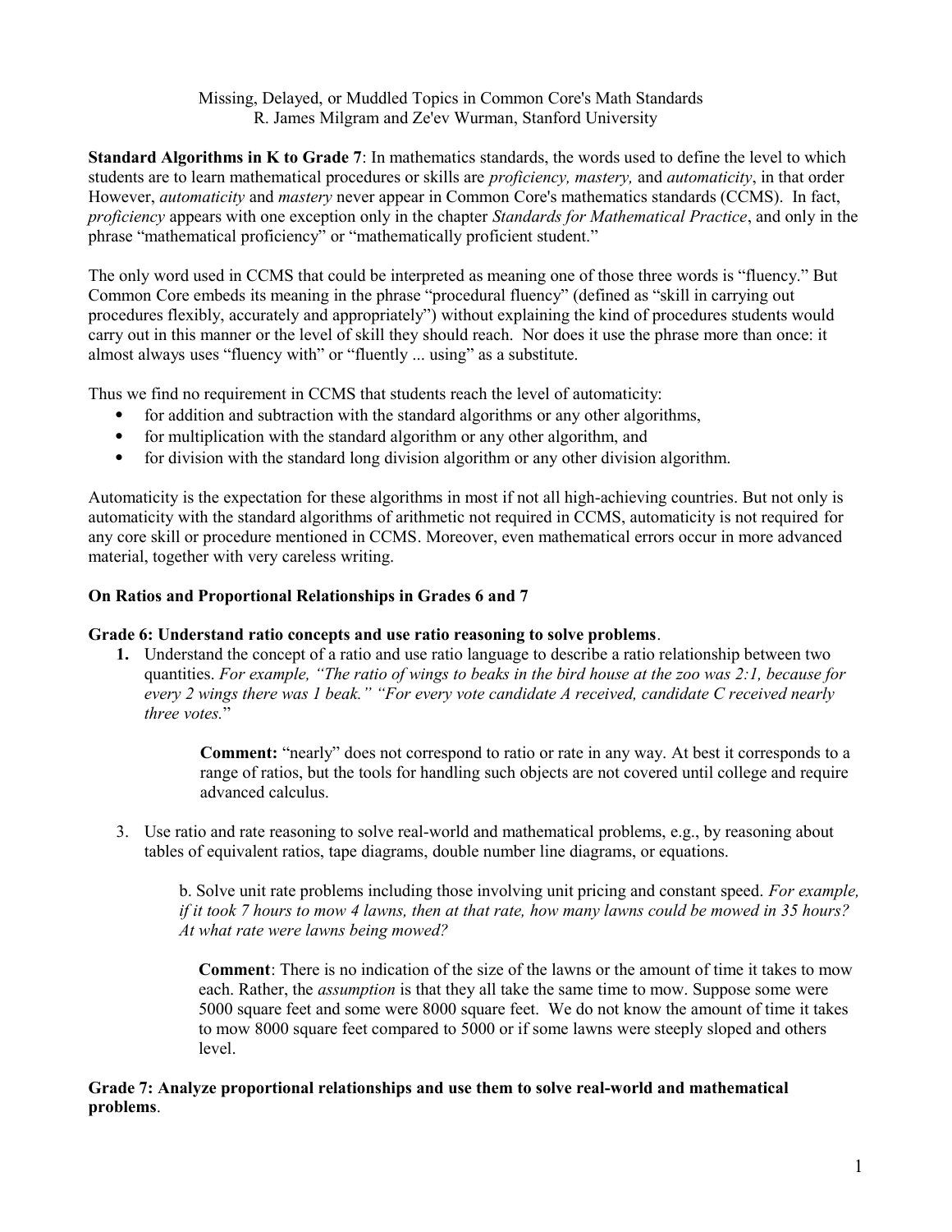Missing, Delayed, or Muddled Topics in Common Core's Math Standards
R. James Milgram and Ze'ev Wurman, Stanford University

**Standard Algorithms in K to Grade 7**: In mathematics standards, the words used to define the level to which students are to learn mathematical procedures or skills are *proficiency, mastery,* and *automaticity*, in that order However, *automaticity* and *mastery* never appear in Common Core's mathematics standards (CCMS). In fact, *proficiency* appears with one exception only in the chapter *Standards for Mathematical Practice*, and only in the phrase "mathematical proficiency" or "mathematically proficient student."

The only word used in CCMS that could be interpreted as meaning one of those three words is "fluency." But Common Core embeds its meaning in the phrase "procedural fluency" (defined as "skill in carrying out procedures flexibly, accurately and appropriately") without explaining the kind of procedures students would carry out in this manner or the level of skill they should reach. Nor does it use the phrase more than once: it almost always uses "fluency with" or "fluently ... using" as a substitute.

Thus we find no requirement in CCMS that students reach the level of automaticity:

- for addition and subtraction with the standard algorithms or any other algorithms,
- for multiplication with the standard algorithm or any other algorithm, and
- for division with the standard long division algorithm or any other division algorithm.

Automaticity is the expectation for these algorithms in most if not all high-achieving countries. But not only is automaticity with the standard algorithms of arithmetic not required in CCMS, automaticity is not required for any core skill or procedure mentioned in CCMS. Moreover, even mathematical errors occur in more advanced material, together with very careless writing.

**On Ratios and Proportional Relationships in Grades 6 and 7**

**Grade 6: Understand ratio concepts and use ratio reasoning to solve problems**.

1. Understand the concept of a ratio and use ratio language to describe a ratio relationship between two quantities. *For example, "The ratio of wings to beaks in the bird house at the zoo was 2:1, because for every 2 wings there was 1 beak." "For every vote candidate A received, candidate C received nearly three votes.*"

    **Comment:** "nearly" does not correspond to ratio or rate in any way. At best it corresponds to a range of ratios, but the tools for handling such objects are not covered until college and require advanced calculus.

3. Use ratio and rate reasoning to solve real-world and mathematical problems, e.g., by reasoning about tables of equivalent ratios, tape diagrams, double number line diagrams, or equations.

    b. Solve unit rate problems including those involving unit pricing and constant speed. *For example, if it took 7 hours to mow 4 lawns, then at that rate, how many lawns could be mowed in 35 hours? At what rate were lawns being mowed?*

    **Comment**: There is no indication of the size of the lawns or the amount of time it takes to mow each. Rather, the *assumption* is that they all take the same time to mow. Suppose some were 5000 square feet and some were 8000 square feet. We do not know the amount of time it takes to mow 8000 square feet compared to 5000 or if some lawns were steeply sloped and others level.

**Grade 7: Analyze proportional relationships and use them to solve real-world and mathematical problems**.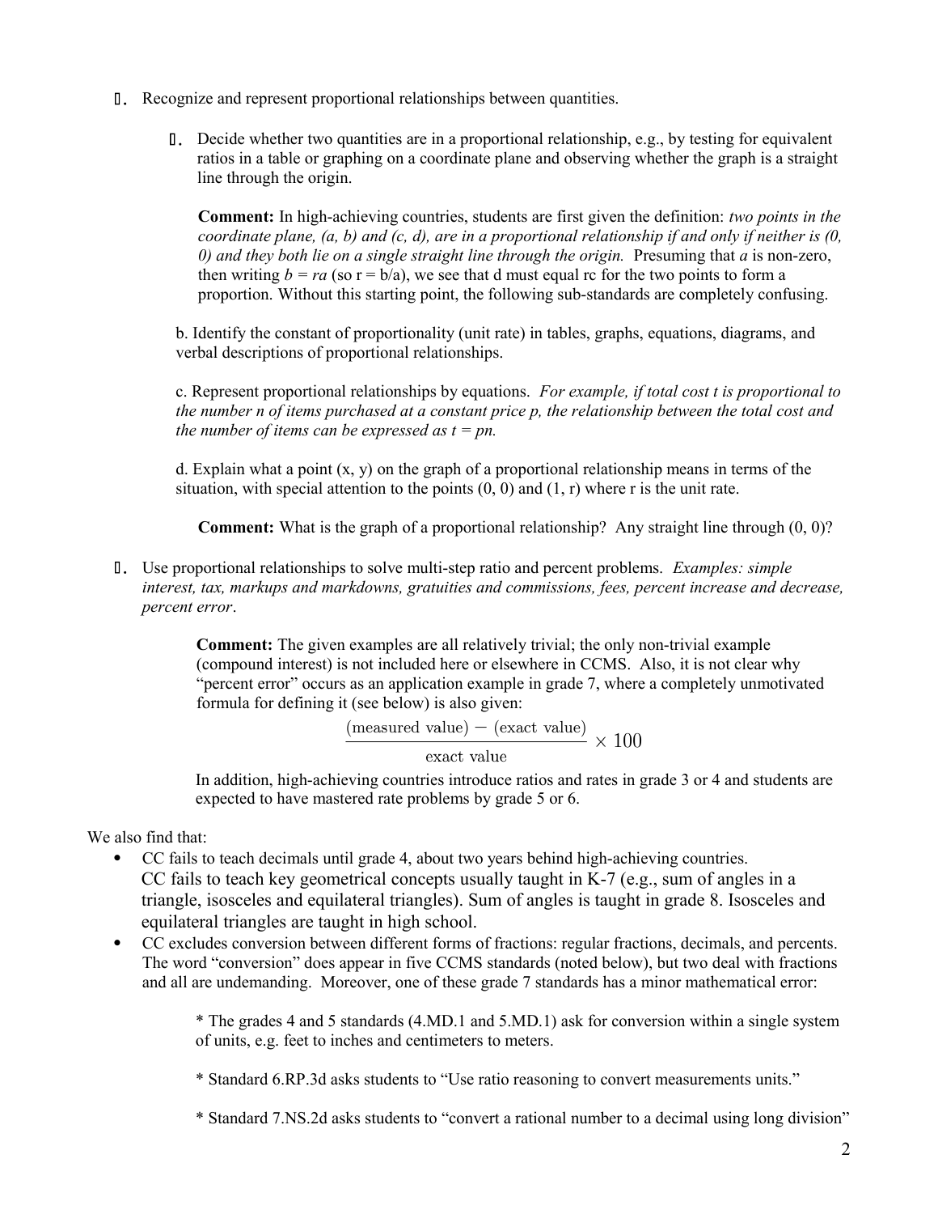2. Recognize and represent proportional relationships between quantities.

   a. Decide whether two quantities are in a proportional relationship, e.g., by testing for equivalent ratios in a table or graphing on a coordinate plane and observing whether the graph is a straight line through the origin.

      **Comment:** In high-achieving countries, students are first given the definition: *two points in the coordinate plane, (a, b) and (c, d), are in a proportional relationship if and only if neither is (0, 0) and they both lie on a single straight line through the origin.* Presuming that $a$ is non-zero, then writing $b = ra$ (so $r = b/a$), we see that d must equal rc for the two points to form a proportion. Without this starting point, the following sub-standards are completely confusing.

   b. Identify the constant of proportionality (unit rate) in tables, graphs, equations, diagrams, and verbal descriptions of proportional relationships.

   c. Represent proportional relationships by equations. *For example, if total cost t is proportional to the number n of items purchased at a constant price p, the relationship between the total cost and the number of items can be expressed as $t = pn$.*

   d. Explain what a point (x, y) on the graph of a proportional relationship means in terms of the situation, with special attention to the points (0, 0) and (1, r) where r is the unit rate.

      **Comment:** What is the graph of a proportional relationship? Any straight line through (0, 0)?

3. Use proportional relationships to solve multi-step ratio and percent problems. *Examples: simple interest, tax, markups and markdowns, gratuities and commissions, fees, percent increase and decrease, percent error*.

   **Comment:** The given examples are all relatively trivial; the only non-trivial example (compound interest) is not included here or elsewhere in CCMS. Also, it is not clear why "percent error" occurs as an application example in grade 7, where a completely unmotivated formula for defining it (see below) is also given:

   $$\frac{(\text{measured value}) - (\text{exact value})}{\text{exact value}} \times 100$$

   In addition, high-achieving countries introduce ratios and rates in grade 3 or 4 and students are expected to have mastered rate problems by grade 5 or 6.

We also find that:

- CC fails to teach decimals until grade 4, about two years behind high-achieving countries. CC fails to teach key geometrical concepts usually taught in K-7 (e.g., sum of angles in a triangle, isosceles and equilateral triangles). Sum of angles is taught in grade 8. Isosceles and equilateral triangles are taught in high school.
- CC excludes conversion between different forms of fractions: regular fractions, decimals, and percents. The word "conversion" does appear in five CCMS standards (noted below), but two deal with fractions and all are undemanding. Moreover, one of these grade 7 standards has a minor mathematical error:

  * The grades 4 and 5 standards (4.MD.1 and 5.MD.1) ask for conversion within a single system of units, e.g. feet to inches and centimeters to meters.

  * Standard 6.RP.3d asks students to "Use ratio reasoning to convert measurements units."

  * Standard 7.NS.2d asks students to "convert a rational number to a decimal using long division"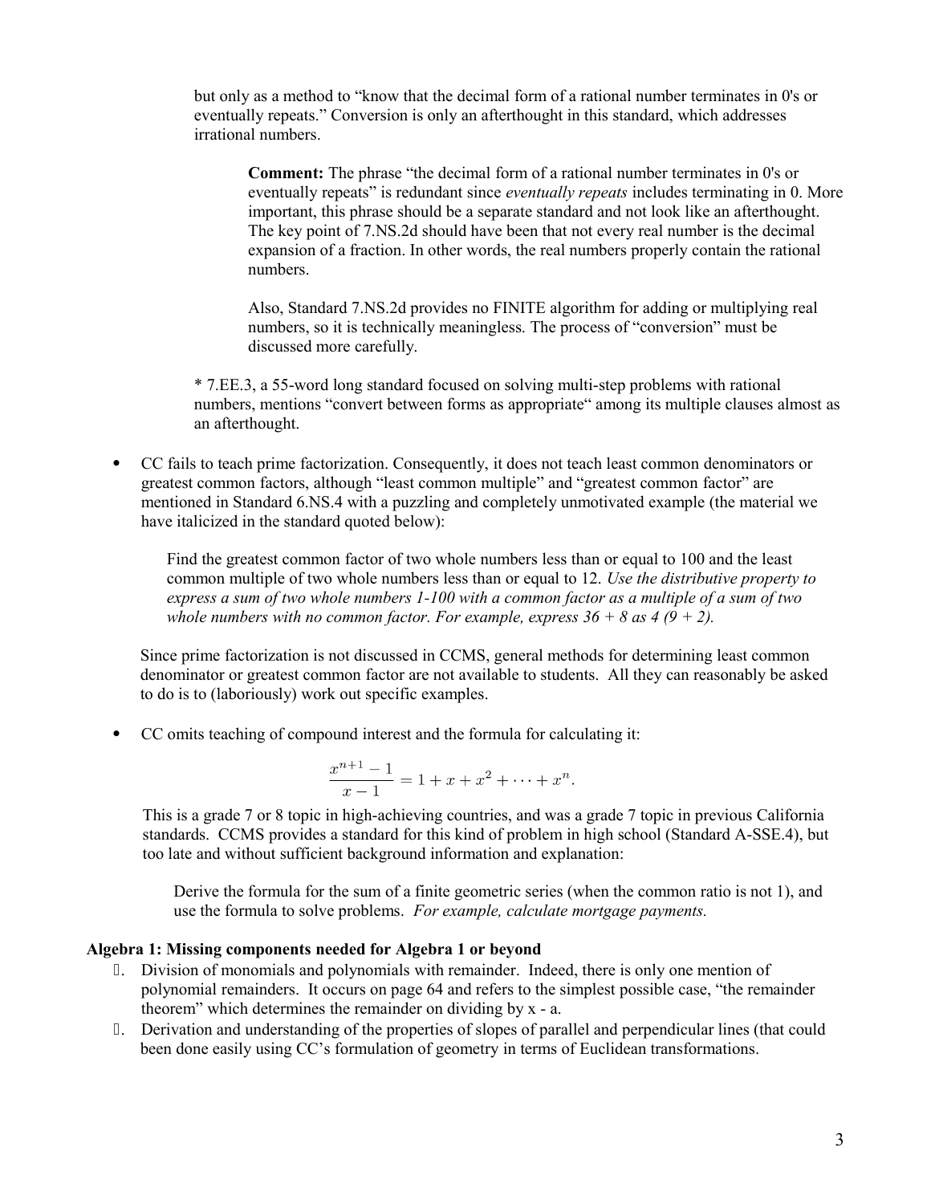but only as a method to "know that the decimal form of a rational number terminates in 0's or eventually repeats." Conversion is only an afterthought in this standard, which addresses irrational numbers.

> **Comment:** The phrase "the decimal form of a rational number terminates in 0's or eventually repeats" is redundant since *eventually repeats* includes terminating in 0. More important, this phrase should be a separate standard and not look like an afterthought. The key point of 7.NS.2d should have been that not every real number is the decimal expansion of a fraction. In other words, the real numbers properly contain the rational numbers.
>
> Also, Standard 7.NS.2d provides no FINITE algorithm for adding or multiplying real numbers, so it is technically meaningless. The process of "conversion" must be discussed more carefully.

* 7.EE.3, a 55-word long standard focused on solving multi-step problems with rational numbers, mentions "convert between forms as appropriate" among its multiple clauses almost as an afterthought.

- CC fails to teach prime factorization. Consequently, it does not teach least common denominators or greatest common factors, although "least common multiple" and "greatest common factor" are mentioned in Standard 6.NS.4 with a puzzling and completely unmotivated example (the material we have italicized in the standard quoted below):

  > Find the greatest common factor of two whole numbers less than or equal to 100 and the least common multiple of two whole numbers less than or equal to 12. *Use the distributive property to express a sum of two whole numbers 1-100 with a common factor as a multiple of a sum of two whole numbers with no common factor. For example, express 36 + 8 as 4 (9 + 2).*

  Since prime factorization is not discussed in CCMS, general methods for determining least common denominator or greatest common factor are not available to students. All they can reasonably be asked to do is to (laboriously) work out specific examples.

- CC omits teaching of compound interest and the formula for calculating it:

  $$\frac{x^{n+1}-1}{x-1} = 1 + x + x^2 + \cdots + x^n.$$

  This is a grade 7 or 8 topic in high-achieving countries, and was a grade 7 topic in previous California standards. CCMS provides a standard for this kind of problem in high school (Standard A-SSE.4), but too late and without sufficient background information and explanation:

  > Derive the formula for the sum of a finite geometric series (when the common ratio is not 1), and use the formula to solve problems. *For example, calculate mortgage payments.*

**Algebra 1: Missing components needed for Algebra 1 or beyond**

- Division of monomials and polynomials with remainder. Indeed, there is only one mention of polynomial remainders. It occurs on page 64 and refers to the simplest possible case, "the remainder theorem" which determines the remainder on dividing by x - a.
- Derivation and understanding of the properties of slopes of parallel and perpendicular lines (that could been done easily using CC's formulation of geometry in terms of Euclidean transformations.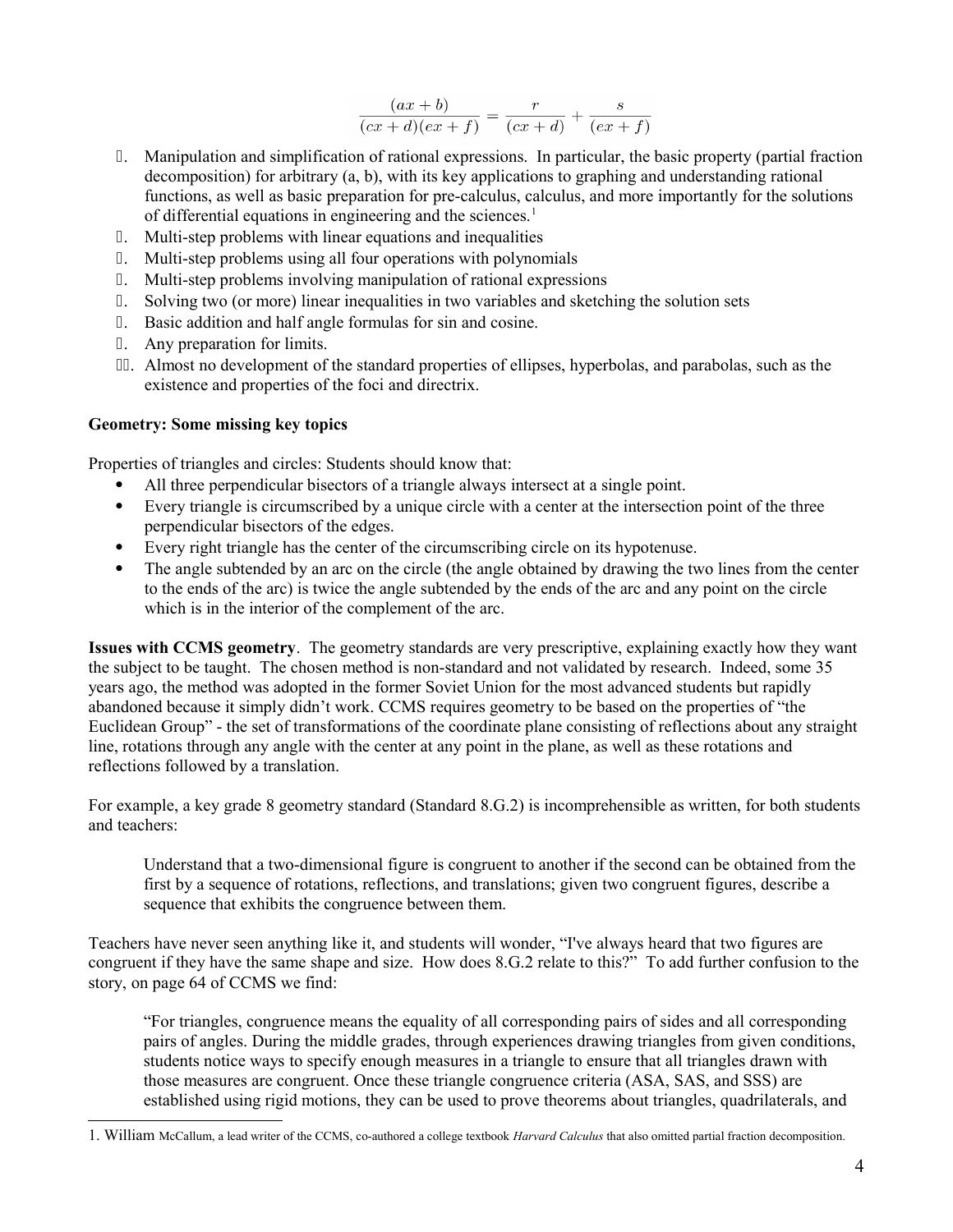$$\frac{(ax+b)}{(cx+d)(ex+f)} = \frac{r}{(cx+d)} + \frac{s}{(ex+f)}$$

- Manipulation and simplification of rational expressions. In particular, the basic property (partial fraction decomposition) for arbitrary (a, b), with its key applications to graphing and understanding rational functions, as well as basic preparation for pre-calculus, calculus, and more importantly for the solutions of differential equations in engineering and the sciences.[1]
- Multi-step problems with linear equations and inequalities
- Multi-step problems using all four operations with polynomials
- Multi-step problems involving manipulation of rational expressions
- Solving two (or more) linear inequalities in two variables and sketching the solution sets
- Basic addition and half angle formulas for sin and cosine.
- Any preparation for limits.
- Almost no development of the standard properties of ellipses, hyperbolas, and parabolas, such as the existence and properties of the foci and directrix.

**Geometry: Some missing key topics**

Properties of triangles and circles: Students should know that:

- All three perpendicular bisectors of a triangle always intersect at a single point.
- Every triangle is circumscribed by a unique circle with a center at the intersection point of the three perpendicular bisectors of the edges.
- Every right triangle has the center of the circumscribing circle on its hypotenuse.
- The angle subtended by an arc on the circle (the angle obtained by drawing the two lines from the center to the ends of the arc) is twice the angle subtended by the ends of the arc and any point on the circle which is in the interior of the complement of the arc.

**Issues with CCMS geometry**. The geometry standards are very prescriptive, explaining exactly how they want the subject to be taught. The chosen method is non-standard and not validated by research. Indeed, some 35 years ago, the method was adopted in the former Soviet Union for the most advanced students but rapidly abandoned because it simply didn't work. CCMS requires geometry to be based on the properties of "the Euclidean Group" - the set of transformations of the coordinate plane consisting of reflections about any straight line, rotations through any angle with the center at any point in the plane, as well as these rotations and reflections followed by a translation.

For example, a key grade 8 geometry standard (Standard 8.G.2) is incomprehensible as written, for both students and teachers:

> Understand that a two-dimensional figure is congruent to another if the second can be obtained from the first by a sequence of rotations, reflections, and translations; given two congruent figures, describe a sequence that exhibits the congruence between them.

Teachers have never seen anything like it, and students will wonder, "I've always heard that two figures are congruent if they have the same shape and size. How does 8.G.2 relate to this?" To add further confusion to the story, on page 64 of CCMS we find:

> "For triangles, congruence means the equality of all corresponding pairs of sides and all corresponding pairs of angles. During the middle grades, through experiences drawing triangles from given conditions, students notice ways to specify enough measures in a triangle to ensure that all triangles drawn with those measures are congruent. Once these triangle congruence criteria (ASA, SAS, and SSS) are established using rigid motions, they can be used to prove theorems about triangles, quadrilaterals, and

---

1. William McCallum, a lead writer of the CCMS, co-authored a college textbook *Harvard Calculus* that also omitted partial fraction decomposition.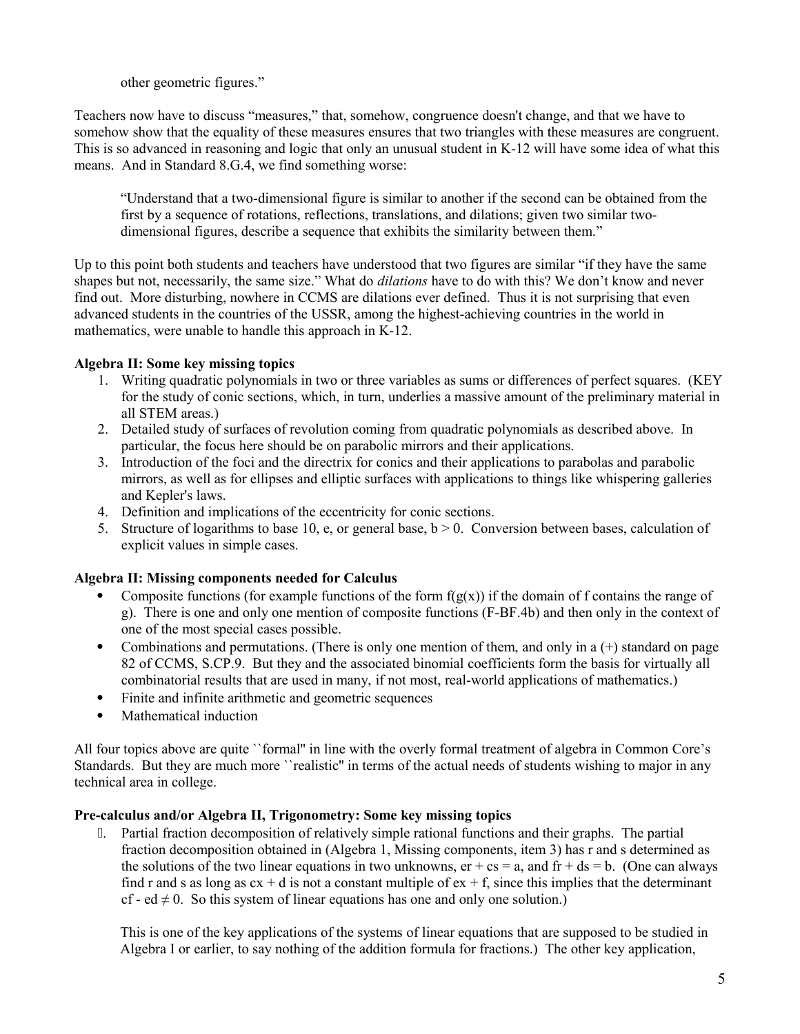other geometric figures."

Teachers now have to discuss "measures," that, somehow, congruence doesn't change, and that we have to somehow show that the equality of these measures ensures that two triangles with these measures are congruent. This is so advanced in reasoning and logic that only an unusual student in K-12 will have some idea of what this means. And in Standard 8.G.4, we find something worse:

> "Understand that a two-dimensional figure is similar to another if the second can be obtained from the first by a sequence of rotations, reflections, translations, and dilations; given two similar two-dimensional figures, describe a sequence that exhibits the similarity between them."

Up to this point both students and teachers have understood that two figures are similar "if they have the same shapes but not, necessarily, the same size." What do *dilations* have to do with this? We don't know and never find out. More disturbing, nowhere in CCMS are dilations ever defined. Thus it is not surprising that even advanced students in the countries of the USSR, among the highest-achieving countries in the world in mathematics, were unable to handle this approach in K-12.

**Algebra II: Some key missing topics**

1. Writing quadratic polynomials in two or three variables as sums or differences of perfect squares. (KEY for the study of conic sections, which, in turn, underlies a massive amount of the preliminary material in all STEM areas.)
2. Detailed study of surfaces of revolution coming from quadratic polynomials as described above. In particular, the focus here should be on parabolic mirrors and their applications.
3. Introduction of the foci and the directrix for conics and their applications to parabolas and parabolic mirrors, as well as for ellipses and elliptic surfaces with applications to things like whispering galleries and Kepler's laws.
4. Definition and implications of the eccentricity for conic sections.
5. Structure of logarithms to base 10, e, or general base, $b > 0$. Conversion between bases, calculation of explicit values in simple cases.

**Algebra II: Missing components needed for Calculus**

- Composite functions (for example functions of the form $f(g(x))$ if the domain of f contains the range of g). There is one and only one mention of composite functions (F-BF.4b) and then only in the context of one of the most special cases possible.
- Combinations and permutations. (There is only one mention of them, and only in a (+) standard on page 82 of CCMS, S.CP.9. But they and the associated binomial coefficients form the basis for virtually all combinatorial results that are used in many, if not most, real-world applications of mathematics.)
- Finite and infinite arithmetic and geometric sequences
- Mathematical induction

All four topics above are quite ``formal'' in line with the overly formal treatment of algebra in Common Core's Standards. But they are much more ``realistic'' in terms of the actual needs of students wishing to major in any technical area in college.

**Pre-calculus and/or Algebra II, Trigonometry: Some key missing topics**

- Partial fraction decomposition of relatively simple rational functions and their graphs. The partial fraction decomposition obtained in (Algebra 1, Missing components, item 3) has r and s determined as the solutions of the two linear equations in two unknowns, $er + cs = a$, and $fr + ds = b$. (One can always find r and s as long as $cx + d$ is not a constant multiple of $ex + f$, since this implies that the determinant $cf - ed \neq 0$. So this system of linear equations has one and only one solution.)

  This is one of the key applications of the systems of linear equations that are supposed to be studied in Algebra I or earlier, to say nothing of the addition formula for fractions.) The other key application,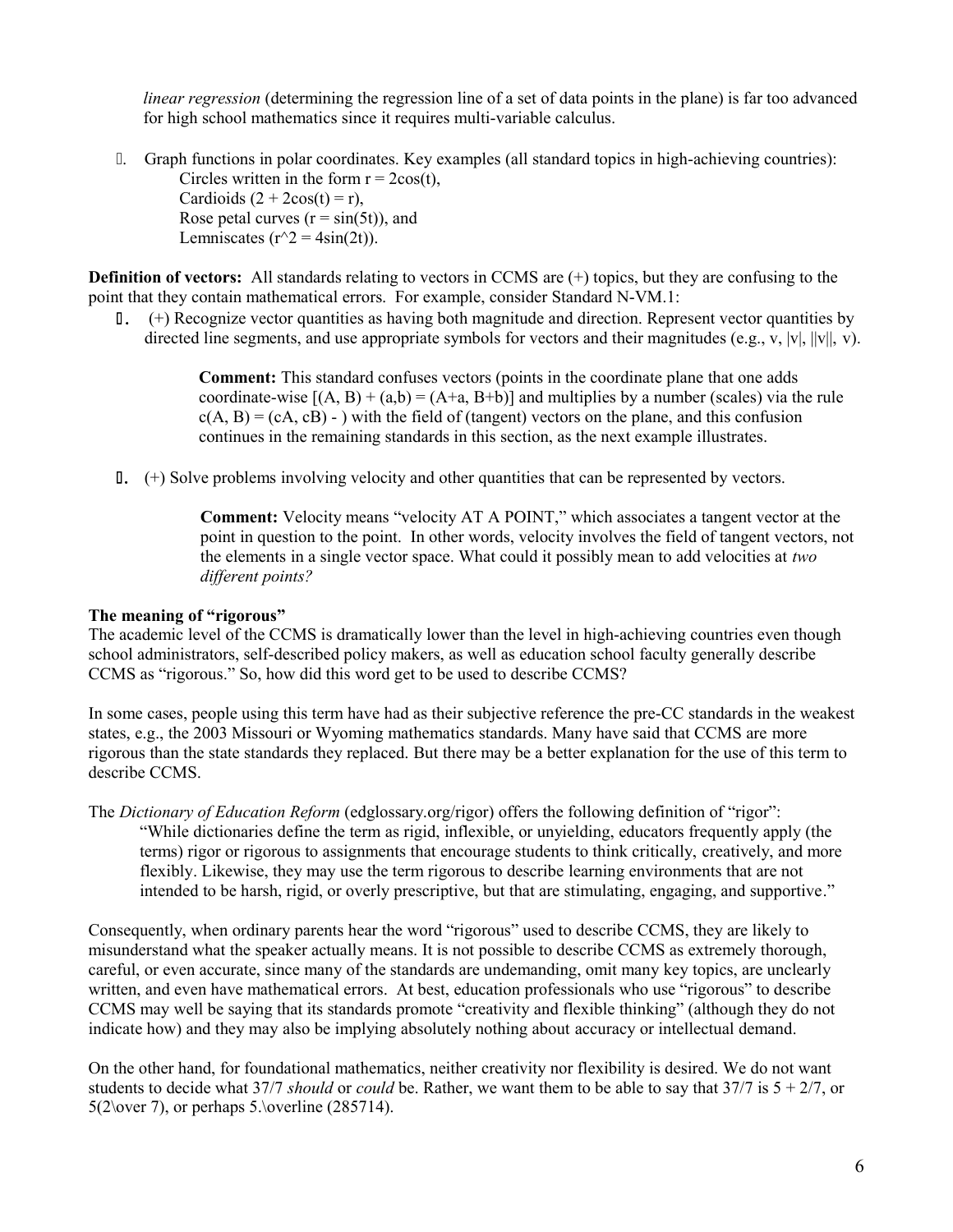*linear regression* (determining the regression line of a set of data points in the plane) is far too advanced for high school mathematics since it requires multi-variable calculus.

- Graph functions in polar coordinates. Key examples (all standard topics in high-achieving countries):
  - Circles written in the form $r = 2\cos(t)$,
  - Cardioids $(2 + 2\cos(t) = r)$,
  - Rose petal curves $(r = \sin(5t))$, and
  - Lemniscates $(r^2 = 4\sin(2t))$.

**Definition of vectors:** All standards relating to vectors in CCMS are (+) topics, but they are confusing to the point that they contain mathematical errors. For example, consider Standard N-VM.1:

- (+) Recognize vector quantities as having both magnitude and direction. Represent vector quantities by directed line segments, and use appropriate symbols for vectors and their magnitudes (e.g., v, |v|, ||v||, v).

> **Comment:** This standard confuses vectors (points in the coordinate plane that one adds coordinate-wise $[(A, B) + (a,b) = (A+a, B+b)]$ and multiplies by a number (scales) via the rule $c(A, B) = (cA, cB)$ - ) with the field of (tangent) vectors on the plane, and this confusion continues in the remaining standards in this section, as the next example illustrates.

- (+) Solve problems involving velocity and other quantities that can be represented by vectors.

> **Comment:** Velocity means "velocity AT A POINT," which associates a tangent vector at the point in question to the point. In other words, velocity involves the field of tangent vectors, not the elements in a single vector space. What could it possibly mean to add velocities at *two different points?*

**The meaning of "rigorous"**

The academic level of the CCMS is dramatically lower than the level in high-achieving countries even though school administrators, self-described policy makers, as well as education school faculty generally describe CCMS as "rigorous." So, how did this word get to be used to describe CCMS?

In some cases, people using this term have had as their subjective reference the pre-CC standards in the weakest states, e.g., the 2003 Missouri or Wyoming mathematics standards. Many have said that CCMS are more rigorous than the state standards they replaced. But there may be a better explanation for the use of this term to describe CCMS.

The *Dictionary of Education Reform* (edglossary.org/rigor) offers the following definition of "rigor":

> "While dictionaries define the term as rigid, inflexible, or unyielding, educators frequently apply (the terms) rigor or rigorous to assignments that encourage students to think critically, creatively, and more flexibly. Likewise, they may use the term rigorous to describe learning environments that are not intended to be harsh, rigid, or overly prescriptive, but that are stimulating, engaging, and supportive."

Consequently, when ordinary parents hear the word "rigorous" used to describe CCMS, they are likely to misunderstand what the speaker actually means. It is not possible to describe CCMS as extremely thorough, careful, or even accurate, since many of the standards are undemanding, omit many key topics, are unclearly written, and even have mathematical errors. At best, education professionals who use "rigorous" to describe CCMS may well be saying that its standards promote "creativity and flexible thinking" (although they do not indicate how) and they may also be implying absolutely nothing about accuracy or intellectual demand.

On the other hand, for foundational mathematics, neither creativity nor flexibility is desired. We do not want students to decide what 37/7 *should* or *could* be. Rather, we want them to be able to say that 37/7 is $5 + 2/7$, or 5(2\over 7), or perhaps 5.\overline (285714).